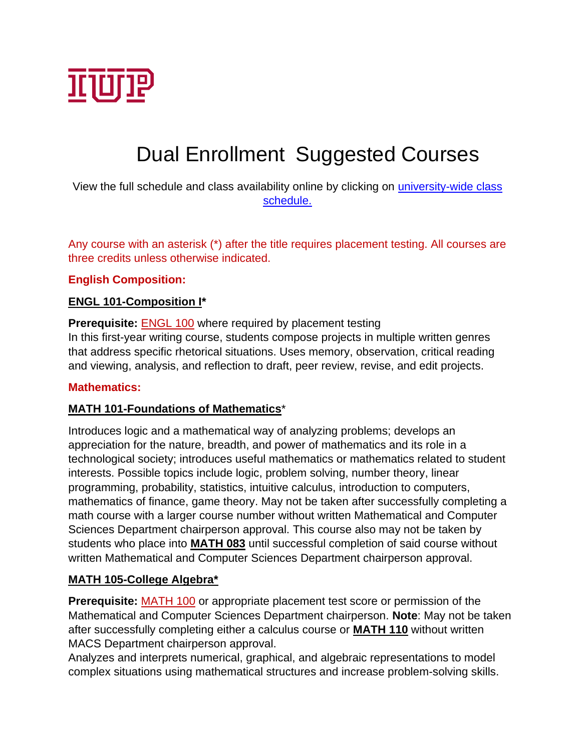IUP

# Dual Enrollment Suggested Courses

View the full schedule and class availability online by clicking on [university-wide class schedule.]()

Any course with an asterisk (*) after the title requires placement testing. All courses are three credits unless otherwise indicated.

## English Composition:

### ENGL 101-Composition I*

**Prerequisite:** ENGL 100 where required by placement testing
In this first-year writing course, students compose projects in multiple written genres that address specific rhetorical situations. Uses memory, observation, critical reading and viewing, analysis, and reflection to draft, peer review, revise, and edit projects.

## Mathematics:

### MATH 101-Foundations of Mathematics*

Introduces logic and a mathematical way of analyzing problems; develops an appreciation for the nature, breadth, and power of mathematics and its role in a technological society; introduces useful mathematics or mathematics related to student interests. Possible topics include logic, problem solving, number theory, linear programming, probability, statistics, intuitive calculus, introduction to computers, mathematics of finance, game theory. May not be taken after successfully completing a math course with a larger course number without written Mathematical and Computer Sciences Department chairperson approval. This course also may not be taken by students who place into **MATH 083** until successful completion of said course without written Mathematical and Computer Sciences Department chairperson approval.

### MATH 105-College Algebra*

**Prerequisite:** MATH 100 or appropriate placement test score or permission of the Mathematical and Computer Sciences Department chairperson. **Note**: May not be taken after successfully completing either a calculus course or **MATH 110** without written MACS Department chairperson approval.
Analyzes and interprets numerical, graphical, and algebraic representations to model complex situations using mathematical structures and increase problem-solving skills.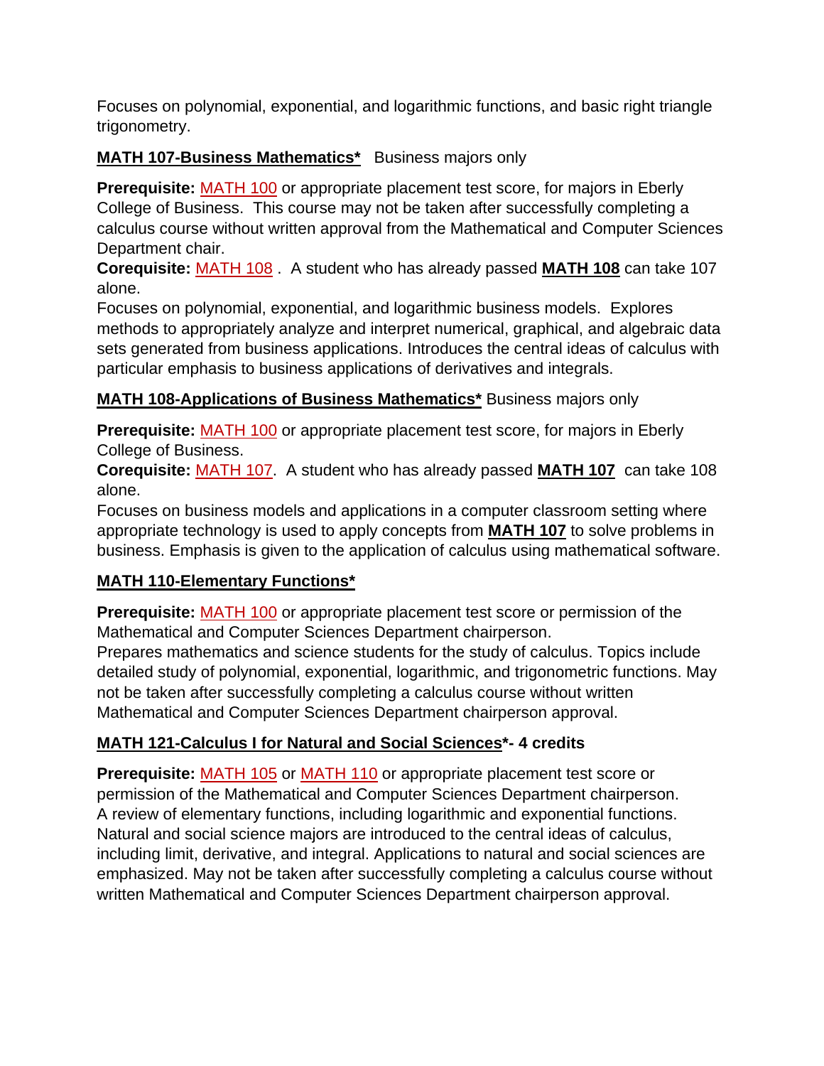Focuses on polynomial, exponential, and logarithmic functions, and basic right triangle trigonometry.

**MATH 107-Business Mathematics*** Business majors only

**Prerequisite:** MATH 100 or appropriate placement test score, for majors in Eberly College of Business. This course may not be taken after successfully completing a calculus course without written approval from the Mathematical and Computer Sciences Department chair.
**Corequisite:** MATH 108 . A student who has already passed **MATH 108** can take 107 alone.
Focuses on polynomial, exponential, and logarithmic business models. Explores methods to appropriately analyze and interpret numerical, graphical, and algebraic data sets generated from business applications. Introduces the central ideas of calculus with particular emphasis to business applications of derivatives and integrals.

**MATH 108-Applications of Business Mathematics*** Business majors only

**Prerequisite:** MATH 100 or appropriate placement test score, for majors in Eberly College of Business.
**Corequisite:** MATH 107. A student who has already passed **MATH 107** can take 108 alone.
Focuses on business models and applications in a computer classroom setting where appropriate technology is used to apply concepts from **MATH 107** to solve problems in business. Emphasis is given to the application of calculus using mathematical software.

**MATH 110-Elementary Functions***

**Prerequisite:** MATH 100 or appropriate placement test score or permission of the Mathematical and Computer Sciences Department chairperson.
Prepares mathematics and science students for the study of calculus. Topics include detailed study of polynomial, exponential, logarithmic, and trigonometric functions. May not be taken after successfully completing a calculus course without written Mathematical and Computer Sciences Department chairperson approval.

**MATH 121-Calculus I for Natural and Social Sciences*- 4 credits**

**Prerequisite:** MATH 105 or MATH 110 or appropriate placement test score or permission of the Mathematical and Computer Sciences Department chairperson.
A review of elementary functions, including logarithmic and exponential functions. Natural and social science majors are introduced to the central ideas of calculus, including limit, derivative, and integral. Applications to natural and social sciences are emphasized. May not be taken after successfully completing a calculus course without written Mathematical and Computer Sciences Department chairperson approval.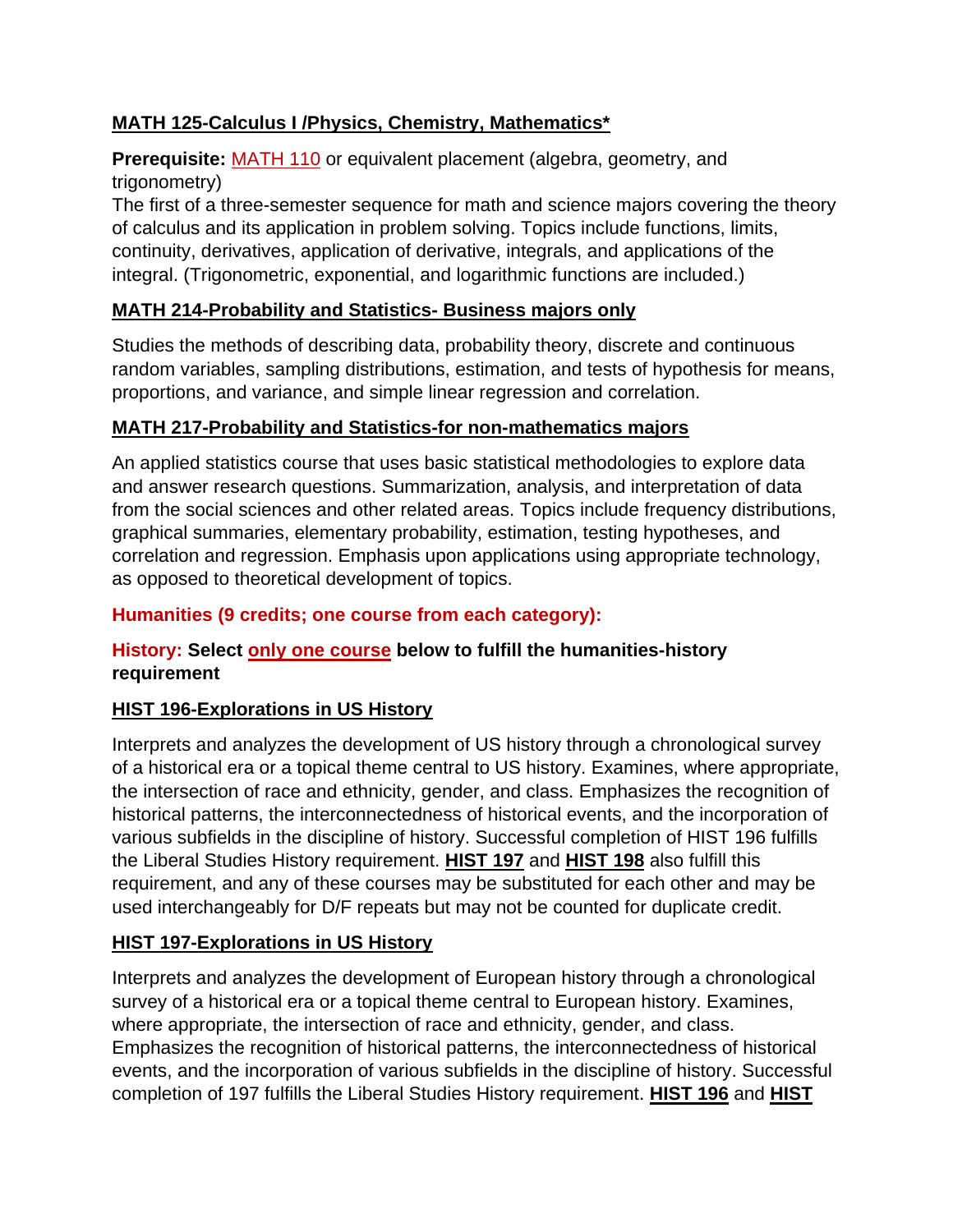**MATH 125-Calculus I /Physics, Chemistry, Mathematics***

**Prerequisite:** MATH 110 or equivalent placement (algebra, geometry, and trigonometry)
The first of a three-semester sequence for math and science majors covering the theory of calculus and its application in problem solving. Topics include functions, limits, continuity, derivatives, application of derivative, integrals, and applications of the integral. (Trigonometric, exponential, and logarithmic functions are included.)

**MATH 214-Probability and Statistics- Business majors only**

Studies the methods of describing data, probability theory, discrete and continuous random variables, sampling distributions, estimation, and tests of hypothesis for means, proportions, and variance, and simple linear regression and correlation.

**MATH 217-Probability and Statistics-for non-mathematics majors**

An applied statistics course that uses basic statistical methodologies to explore data and answer research questions. Summarization, analysis, and interpretation of data from the social sciences and other related areas. Topics include frequency distributions, graphical summaries, elementary probability, estimation, testing hypotheses, and correlation and regression. Emphasis upon applications using appropriate technology, as opposed to theoretical development of topics.

**Humanities (9 credits; one course from each category):**

**History: Select only one course below to fulfill the humanities-history requirement**

**HIST 196-Explorations in US History**

Interprets and analyzes the development of US history through a chronological survey of a historical era or a topical theme central to US history. Examines, where appropriate, the intersection of race and ethnicity, gender, and class. Emphasizes the recognition of historical patterns, the interconnectedness of historical events, and the incorporation of various subfields in the discipline of history. Successful completion of HIST 196 fulfills the Liberal Studies History requirement. **HIST 197** and **HIST 198** also fulfill this requirement, and any of these courses may be substituted for each other and may be used interchangeably for D/F repeats but may not be counted for duplicate credit.

**HIST 197-Explorations in US History**

Interprets and analyzes the development of European history through a chronological survey of a historical era or a topical theme central to European history. Examines, where appropriate, the intersection of race and ethnicity, gender, and class. Emphasizes the recognition of historical patterns, the interconnectedness of historical events, and the incorporation of various subfields in the discipline of history. Successful completion of 197 fulfills the Liberal Studies History requirement. **HIST 196** and **HIST**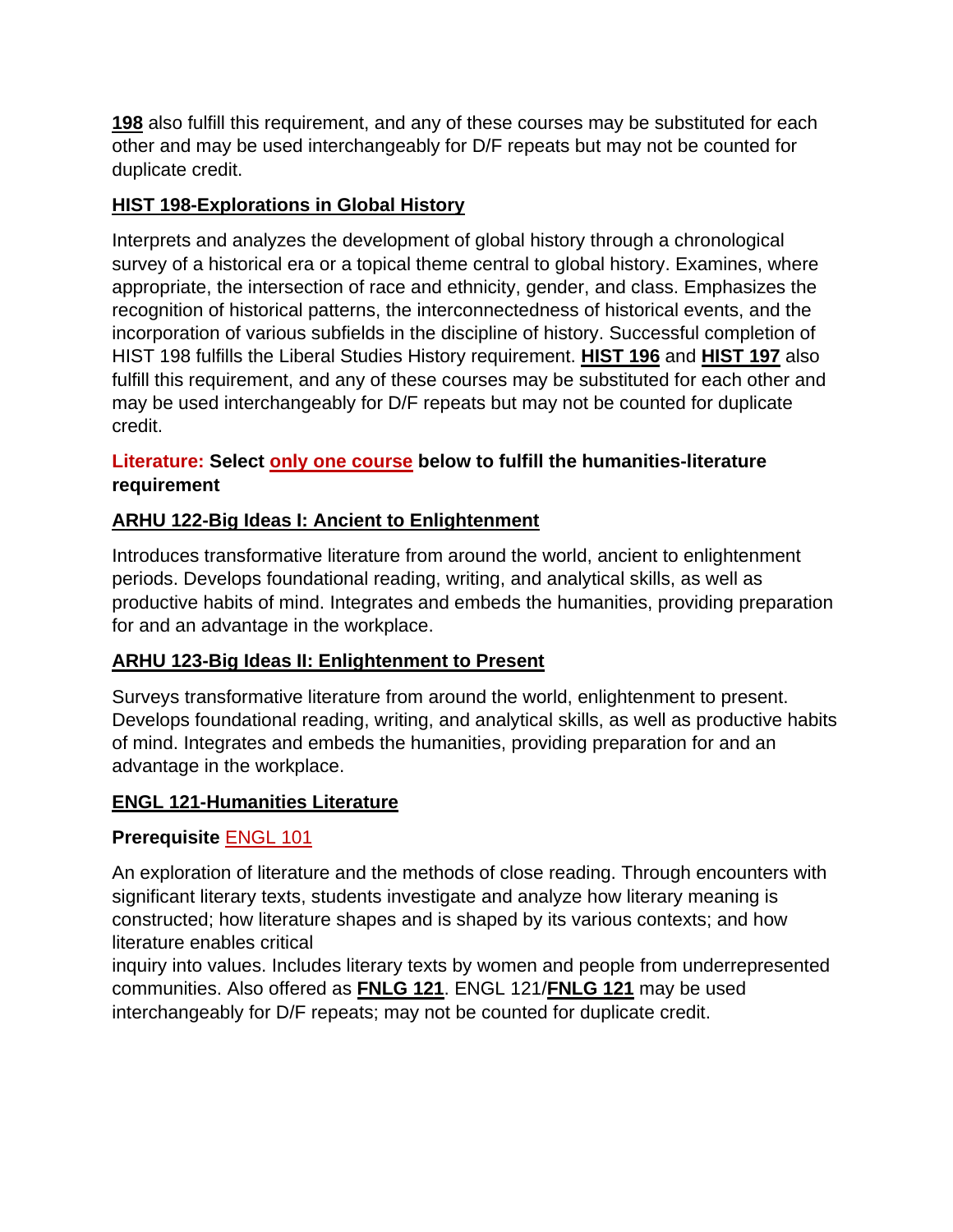**198** also fulfill this requirement, and any of these courses may be substituted for each other and may be used interchangeably for D/F repeats but may not be counted for duplicate credit.

### HIST 198-Explorations in Global History

Interprets and analyzes the development of global history through a chronological survey of a historical era or a topical theme central to global history. Examines, where appropriate, the intersection of race and ethnicity, gender, and class. Emphasizes the recognition of historical patterns, the interconnectedness of historical events, and the incorporation of various subfields in the discipline of history. Successful completion of HIST 198 fulfills the Liberal Studies History requirement. **HIST 196** and **HIST 197** also fulfill this requirement, and any of these courses may be substituted for each other and may be used interchangeably for D/F repeats but may not be counted for duplicate credit.

**Literature: Select only one course below to fulfill the humanities-literature requirement**

### ARHU 122-Big Ideas I: Ancient to Enlightenment

Introduces transformative literature from around the world, ancient to enlightenment periods. Develops foundational reading, writing, and analytical skills, as well as productive habits of mind. Integrates and embeds the humanities, providing preparation for and an advantage in the workplace.

### ARHU 123-Big Ideas II: Enlightenment to Present

Surveys transformative literature from around the world, enlightenment to present. Develops foundational reading, writing, and analytical skills, as well as productive habits of mind. Integrates and embeds the humanities, providing preparation for and an advantage in the workplace.

### ENGL 121-Humanities Literature

**Prerequisite** ENGL 101

An exploration of literature and the methods of close reading. Through encounters with significant literary texts, students investigate and analyze how literary meaning is constructed; how literature shapes and is shaped by its various contexts; and how literature enables critical inquiry into values. Includes literary texts by women and people from underrepresented communities. Also offered as **FNLG 121**. ENGL 121/**FNLG 121** may be used interchangeably for D/F repeats; may not be counted for duplicate credit.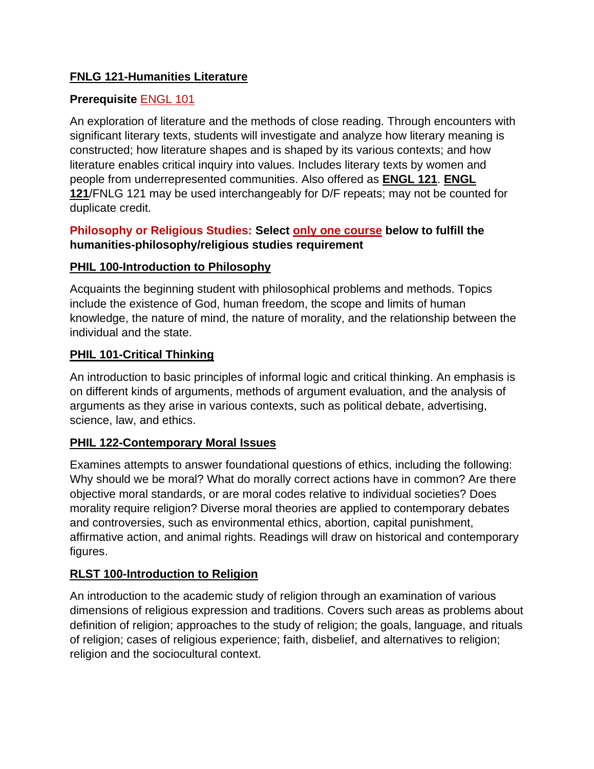**FNLG 121-Humanities Literature**

**Prerequisite** ENGL 101

An exploration of literature and the methods of close reading. Through encounters with significant literary texts, students will investigate and analyze how literary meaning is constructed; how literature shapes and is shaped by its various contexts; and how literature enables critical inquiry into values. Includes literary texts by women and people from underrepresented communities. Also offered as **ENGL 121**. **ENGL 121**/FNLG 121 may be used interchangeably for D/F repeats; may not be counted for duplicate credit.

**Philosophy or Religious Studies: Select only one course below to fulfill the humanities-philosophy/religious studies requirement**

**PHIL 100-Introduction to Philosophy**

Acquaints the beginning student with philosophical problems and methods. Topics include the existence of God, human freedom, the scope and limits of human knowledge, the nature of mind, the nature of morality, and the relationship between the individual and the state.

**PHIL 101-Critical Thinking**

An introduction to basic principles of informal logic and critical thinking. An emphasis is on different kinds of arguments, methods of argument evaluation, and the analysis of arguments as they arise in various contexts, such as political debate, advertising, science, law, and ethics.

**PHIL 122-Contemporary Moral Issues**

Examines attempts to answer foundational questions of ethics, including the following: Why should we be moral? What do morally correct actions have in common? Are there objective moral standards, or are moral codes relative to individual societies? Does morality require religion? Diverse moral theories are applied to contemporary debates and controversies, such as environmental ethics, abortion, capital punishment, affirmative action, and animal rights. Readings will draw on historical and contemporary figures.

**RLST 100-Introduction to Religion**

An introduction to the academic study of religion through an examination of various dimensions of religious expression and traditions. Covers such areas as problems about definition of religion; approaches to the study of religion; the goals, language, and rituals of religion; cases of religious experience; faith, disbelief, and alternatives to religion; religion and the sociocultural context.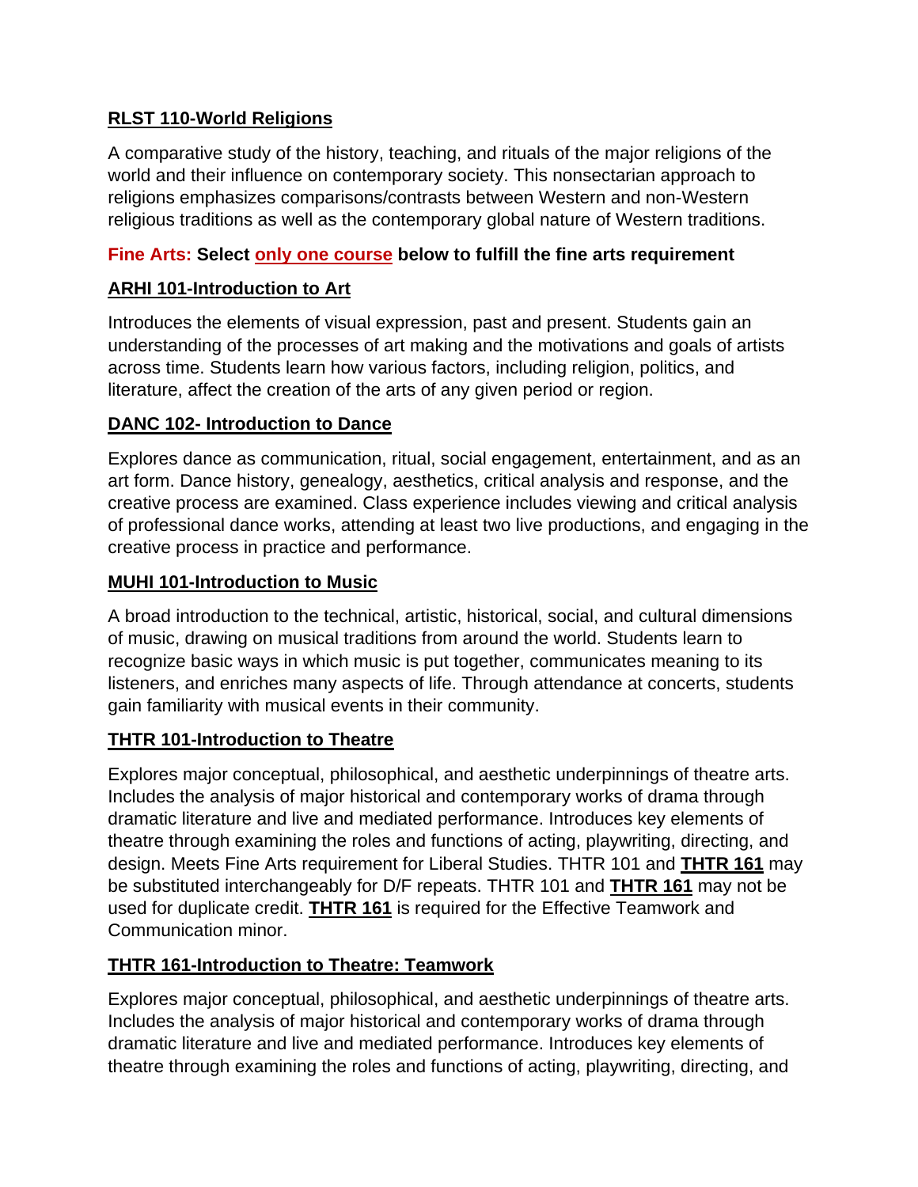**RLST 110-World Religions**

A comparative study of the history, teaching, and rituals of the major religions of the world and their influence on contemporary society. This nonsectarian approach to religions emphasizes comparisons/contrasts between Western and non-Western religious traditions as well as the contemporary global nature of Western traditions.

**Fine Arts: Select only one course below to fulfill the fine arts requirement**

**ARHI 101-Introduction to Art**

Introduces the elements of visual expression, past and present. Students gain an understanding of the processes of art making and the motivations and goals of artists across time. Students learn how various factors, including religion, politics, and literature, affect the creation of the arts of any given period or region.

**DANC 102- Introduction to Dance**

Explores dance as communication, ritual, social engagement, entertainment, and as an art form. Dance history, genealogy, aesthetics, critical analysis and response, and the creative process are examined. Class experience includes viewing and critical analysis of professional dance works, attending at least two live productions, and engaging in the creative process in practice and performance.

**MUHI 101-Introduction to Music**

A broad introduction to the technical, artistic, historical, social, and cultural dimensions of music, drawing on musical traditions from around the world. Students learn to recognize basic ways in which music is put together, communicates meaning to its listeners, and enriches many aspects of life. Through attendance at concerts, students gain familiarity with musical events in their community.

**THTR 101-Introduction to Theatre**

Explores major conceptual, philosophical, and aesthetic underpinnings of theatre arts. Includes the analysis of major historical and contemporary works of drama through dramatic literature and live and mediated performance. Introduces key elements of theatre through examining the roles and functions of acting, playwriting, directing, and design. Meets Fine Arts requirement for Liberal Studies. THTR 101 and **THTR 161** may be substituted interchangeably for D/F repeats. THTR 101 and **THTR 161** may not be used for duplicate credit. **THTR 161** is required for the Effective Teamwork and Communication minor.

**THTR 161-Introduction to Theatre: Teamwork**

Explores major conceptual, philosophical, and aesthetic underpinnings of theatre arts. Includes the analysis of major historical and contemporary works of drama through dramatic literature and live and mediated performance. Introduces key elements of theatre through examining the roles and functions of acting, playwriting, directing, and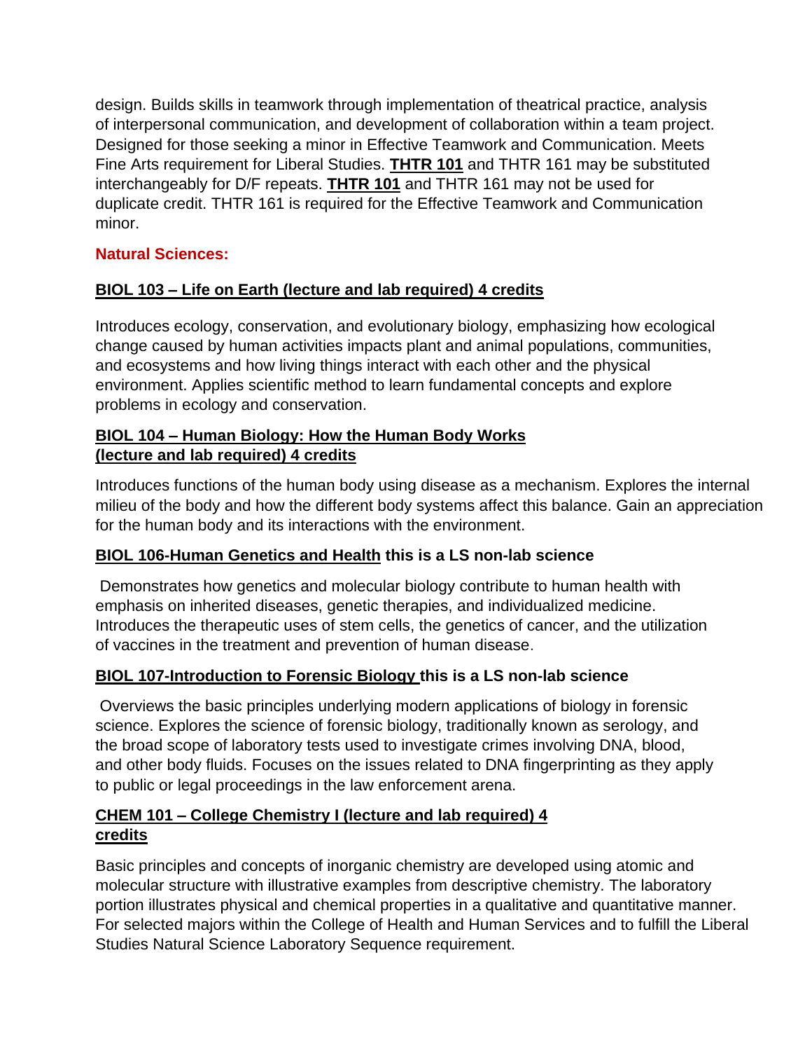design. Builds skills in teamwork through implementation of theatrical practice, analysis of interpersonal communication, and development of collaboration within a team project. Designed for those seeking a minor in Effective Teamwork and Communication. Meets Fine Arts requirement for Liberal Studies. **THTR 101** and THTR 161 may be substituted interchangeably for D/F repeats. **THTR 101** and THTR 161 may not be used for duplicate credit. THTR 161 is required for the Effective Teamwork and Communication minor.

## Natural Sciences:

### BIOL 103 – Life on Earth (lecture and lab required) 4 credits

Introduces ecology, conservation, and evolutionary biology, emphasizing how ecological change caused by human activities impacts plant and animal populations, communities, and ecosystems and how living things interact with each other and the physical environment. Applies scientific method to learn fundamental concepts and explore problems in ecology and conservation.

### BIOL 104 – Human Biology: How the Human Body Works (lecture and lab required) 4 credits

Introduces functions of the human body using disease as a mechanism. Explores the internal milieu of the body and how the different body systems affect this balance. Gain an appreciation for the human body and its interactions with the environment.

### BIOL 106-Human Genetics and Health this is a LS non-lab science

Demonstrates how genetics and molecular biology contribute to human health with emphasis on inherited diseases, genetic therapies, and individualized medicine. Introduces the therapeutic uses of stem cells, the genetics of cancer, and the utilization of vaccines in the treatment and prevention of human disease.

### BIOL 107-Introduction to Forensic Biology this is a LS non-lab science

Overviews the basic principles underlying modern applications of biology in forensic science. Explores the science of forensic biology, traditionally known as serology, and the broad scope of laboratory tests used to investigate crimes involving DNA, blood, and other body fluids. Focuses on the issues related to DNA fingerprinting as they apply to public or legal proceedings in the law enforcement arena.

### CHEM 101 – College Chemistry I (lecture and lab required) 4 credits

Basic principles and concepts of inorganic chemistry are developed using atomic and molecular structure with illustrative examples from descriptive chemistry. The laboratory portion illustrates physical and chemical properties in a qualitative and quantitative manner. For selected majors within the College of Health and Human Services and to fulfill the Liberal Studies Natural Science Laboratory Sequence requirement.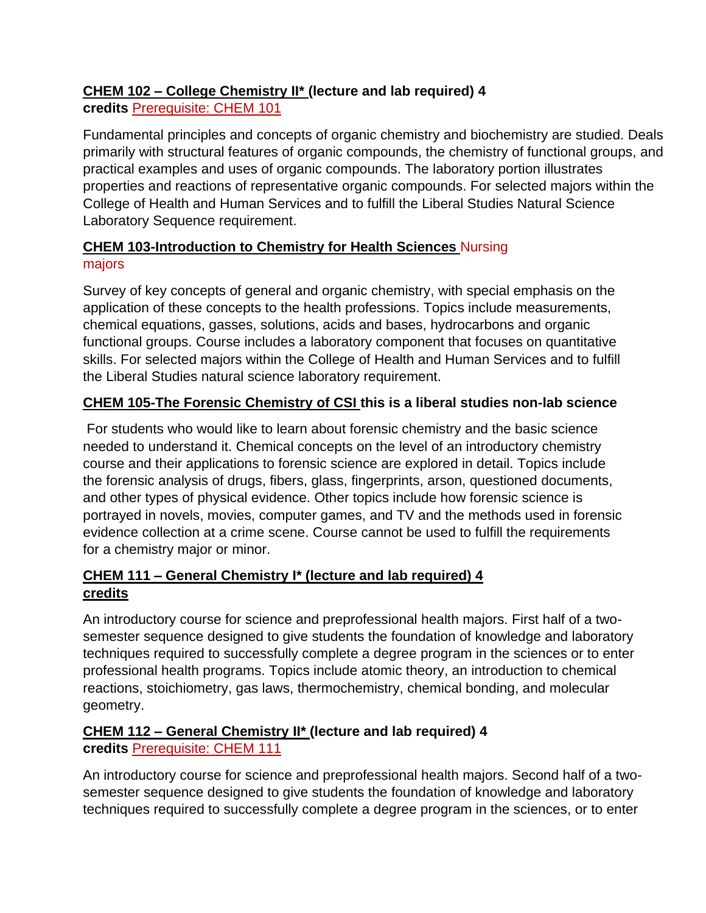**CHEM 102 – College Chemistry II* (lecture and lab required) 4 credits** Prerequisite: CHEM 101

Fundamental principles and concepts of organic chemistry and biochemistry are studied. Deals primarily with structural features of organic compounds, the chemistry of functional groups, and practical examples and uses of organic compounds. The laboratory portion illustrates properties and reactions of representative organic compounds. For selected majors within the College of Health and Human Services and to fulfill the Liberal Studies Natural Science Laboratory Sequence requirement.

**CHEM 103-Introduction to Chemistry for Health Sciences** Nursing majors

Survey of key concepts of general and organic chemistry, with special emphasis on the application of these concepts to the health professions. Topics include measurements, chemical equations, gasses, solutions, acids and bases, hydrocarbons and organic functional groups. Course includes a laboratory component that focuses on quantitative skills. For selected majors within the College of Health and Human Services and to fulfill the Liberal Studies natural science laboratory requirement.

**CHEM 105-The Forensic Chemistry of CSI this is a liberal studies non-lab science**

For students who would like to learn about forensic chemistry and the basic science needed to understand it. Chemical concepts on the level of an introductory chemistry course and their applications to forensic science are explored in detail. Topics include the forensic analysis of drugs, fibers, glass, fingerprints, arson, questioned documents, and other types of physical evidence. Other topics include how forensic science is portrayed in novels, movies, computer games, and TV and the methods used in forensic evidence collection at a crime scene. Course cannot be used to fulfill the requirements for a chemistry major or minor.

**CHEM 111 – General Chemistry I* (lecture and lab required) 4 credits**

An introductory course for science and preprofessional health majors. First half of a two-semester sequence designed to give students the foundation of knowledge and laboratory techniques required to successfully complete a degree program in the sciences or to enter professional health programs. Topics include atomic theory, an introduction to chemical reactions, stoichiometry, gas laws, thermochemistry, chemical bonding, and molecular geometry.

**CHEM 112 – General Chemistry II* (lecture and lab required) 4 credits** Prerequisite: CHEM 111

An introductory course for science and preprofessional health majors. Second half of a two-semester sequence designed to give students the foundation of knowledge and laboratory techniques required to successfully complete a degree program in the sciences, or to enter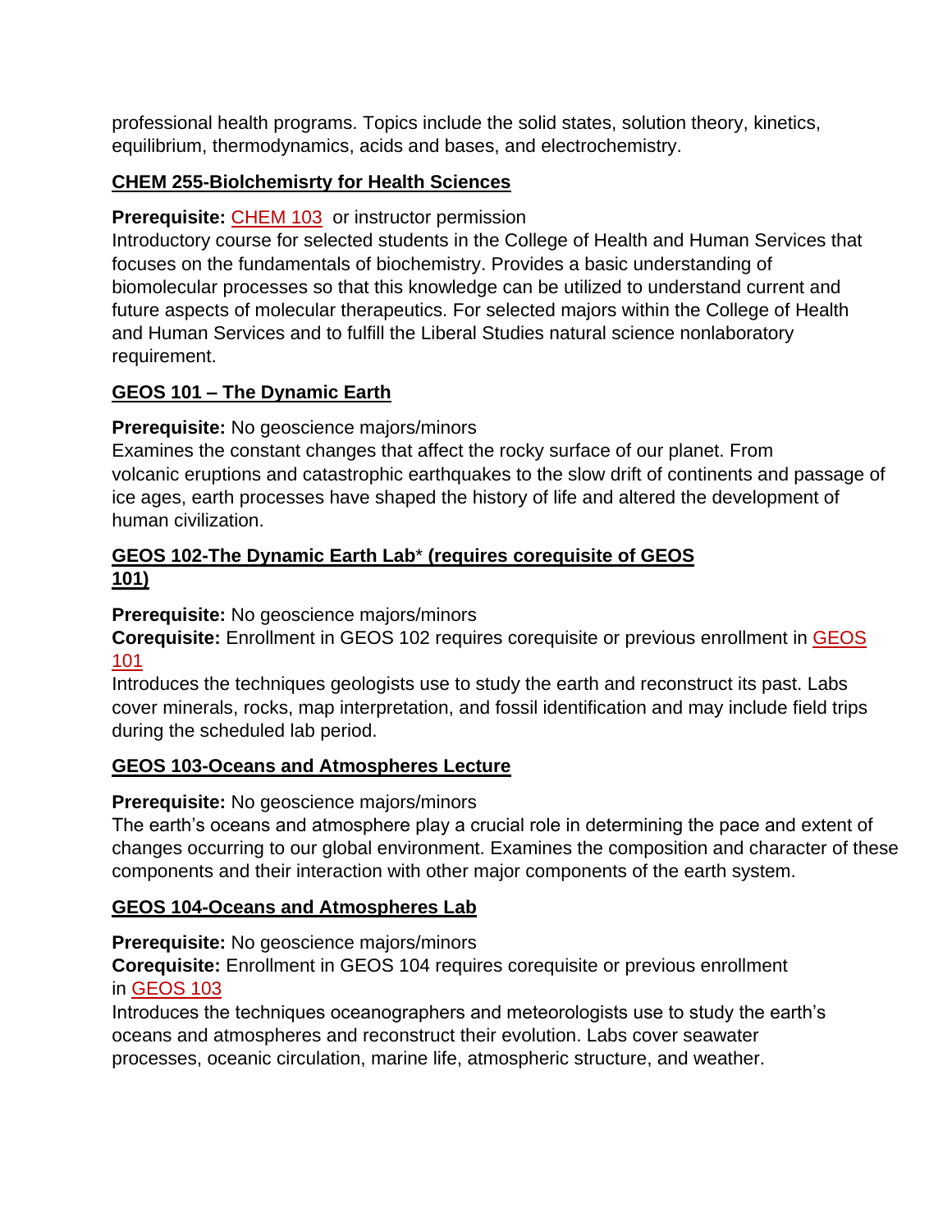professional health programs. Topics include the solid states, solution theory, kinetics, equilibrium, thermodynamics, acids and bases, and electrochemistry.

**CHEM 255-Biolchemisrty for Health Sciences**

**Prerequisite:** CHEM 103 or instructor permission
Introductory course for selected students in the College of Health and Human Services that focuses on the fundamentals of biochemistry. Provides a basic understanding of biomolecular processes so that this knowledge can be utilized to understand current and future aspects of molecular therapeutics. For selected majors within the College of Health and Human Services and to fulfill the Liberal Studies natural science nonlaboratory requirement.

**GEOS 101 – The Dynamic Earth**

**Prerequisite:** No geoscience majors/minors
Examines the constant changes that affect the rocky surface of our planet. From volcanic eruptions and catastrophic earthquakes to the slow drift of continents and passage of ice ages, earth processes have shaped the history of life and altered the development of human civilization.

**GEOS 102-The Dynamic Earth Lab* (requires corequisite of GEOS 101)**

**Prerequisite:** No geoscience majors/minors
**Corequisite:** Enrollment in GEOS 102 requires corequisite or previous enrollment in GEOS 101
Introduces the techniques geologists use to study the earth and reconstruct its past. Labs cover minerals, rocks, map interpretation, and fossil identification and may include field trips during the scheduled lab period.

**GEOS 103-Oceans and Atmospheres Lecture**

**Prerequisite:** No geoscience majors/minors
The earth's oceans and atmosphere play a crucial role in determining the pace and extent of changes occurring to our global environment. Examines the composition and character of these components and their interaction with other major components of the earth system.

**GEOS 104-Oceans and Atmospheres Lab**

**Prerequisite:** No geoscience majors/minors
**Corequisite:** Enrollment in GEOS 104 requires corequisite or previous enrollment in GEOS 103
Introduces the techniques oceanographers and meteorologists use to study the earth's oceans and atmospheres and reconstruct their evolution. Labs cover seawater processes, oceanic circulation, marine life, atmospheric structure, and weather.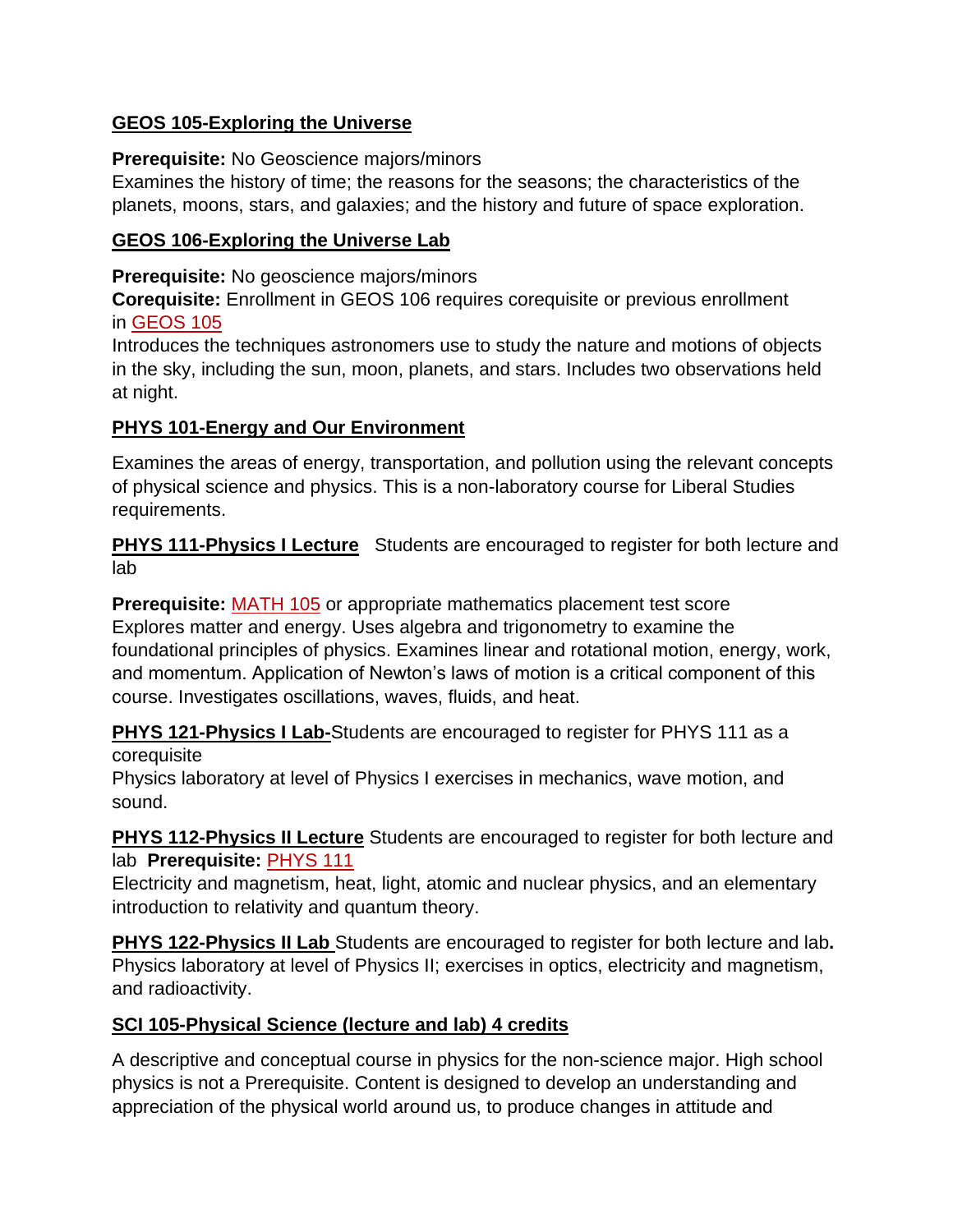**GEOS 105-Exploring the Universe**

**Prerequisite:** No Geoscience majors/minors
Examines the history of time; the reasons for the seasons; the characteristics of the planets, moons, stars, and galaxies; and the history and future of space exploration.

**GEOS 106-Exploring the Universe Lab**

**Prerequisite:** No geoscience majors/minors
**Corequisite:** Enrollment in GEOS 106 requires corequisite or previous enrollment in GEOS 105
Introduces the techniques astronomers use to study the nature and motions of objects in the sky, including the sun, moon, planets, and stars. Includes two observations held at night.

**PHYS 101-Energy and Our Environment**

Examines the areas of energy, transportation, and pollution using the relevant concepts of physical science and physics. This is a non-laboratory course for Liberal Studies requirements.

**PHYS 111-Physics I Lecture** Students are encouraged to register for both lecture and lab

**Prerequisite:** MATH 105 or appropriate mathematics placement test score
Explores matter and energy. Uses algebra and trigonometry to examine the foundational principles of physics. Examines linear and rotational motion, energy, work, and momentum. Application of Newton's laws of motion is a critical component of this course. Investigates oscillations, waves, fluids, and heat.

**PHYS 121-Physics I Lab-**Students are encouraged to register for PHYS 111 as a corequisite
Physics laboratory at level of Physics I exercises in mechanics, wave motion, and sound.

**PHYS 112-Physics II Lecture** Students are encouraged to register for both lecture and lab **Prerequisite:** PHYS 111
Electricity and magnetism, heat, light, atomic and nuclear physics, and an elementary introduction to relativity and quantum theory.

**PHYS 122-Physics II Lab** Students are encouraged to register for both lecture and lab**.**
Physics laboratory at level of Physics II; exercises in optics, electricity and magnetism, and radioactivity.

**SCI 105-Physical Science (lecture and lab) 4 credits**

A descriptive and conceptual course in physics for the non-science major. High school physics is not a Prerequisite. Content is designed to develop an understanding and appreciation of the physical world around us, to produce changes in attitude and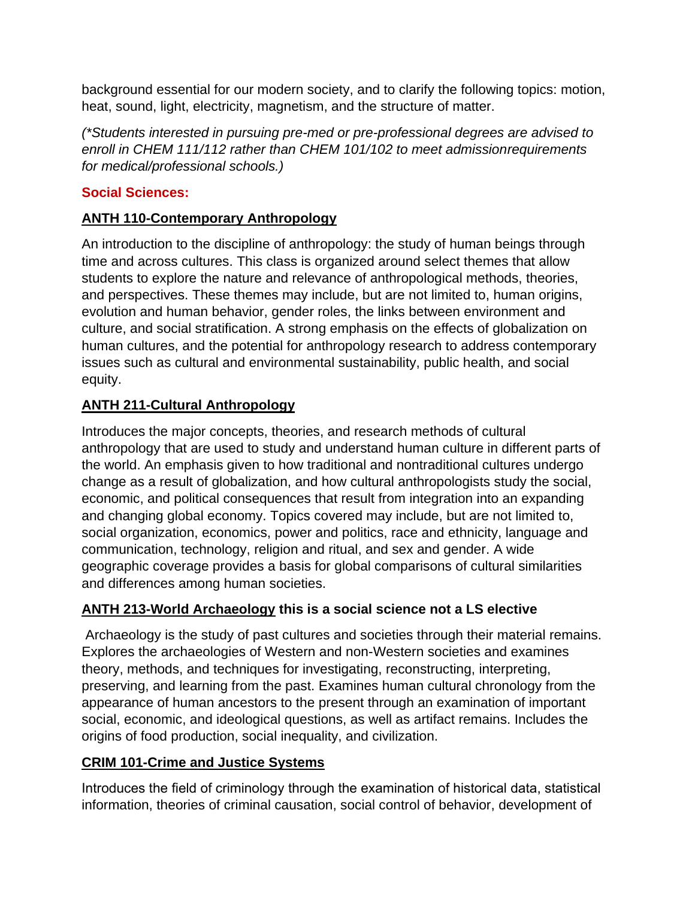background essential for our modern society, and to clarify the following topics: motion, heat, sound, light, electricity, magnetism, and the structure of matter.

*(*Students interested in pursuing pre-med or pre-professional degrees are advised to enroll in CHEM 111/112 rather than CHEM 101/102 to meet admissionrequirements for medical/professional schools.)*

## Social Sciences:

### ANTH 110-Contemporary Anthropology

An introduction to the discipline of anthropology: the study of human beings through time and across cultures. This class is organized around select themes that allow students to explore the nature and relevance of anthropological methods, theories, and perspectives. These themes may include, but are not limited to, human origins, evolution and human behavior, gender roles, the links between environment and culture, and social stratification. A strong emphasis on the effects of globalization on human cultures, and the potential for anthropology research to address contemporary issues such as cultural and environmental sustainability, public health, and social equity.

### ANTH 211-Cultural Anthropology

Introduces the major concepts, theories, and research methods of cultural anthropology that are used to study and understand human culture in different parts of the world. An emphasis given to how traditional and nontraditional cultures undergo change as a result of globalization, and how cultural anthropologists study the social, economic, and political consequences that result from integration into an expanding and changing global economy. Topics covered may include, but are not limited to, social organization, economics, power and politics, race and ethnicity, language and communication, technology, religion and ritual, and sex and gender. A wide geographic coverage provides a basis for global comparisons of cultural similarities and differences among human societies.

### ANTH 213-World Archaeology this is a social science not a LS elective

Archaeology is the study of past cultures and societies through their material remains. Explores the archaeologies of Western and non-Western societies and examines theory, methods, and techniques for investigating, reconstructing, interpreting, preserving, and learning from the past. Examines human cultural chronology from the appearance of human ancestors to the present through an examination of important social, economic, and ideological questions, as well as artifact remains. Includes the origins of food production, social inequality, and civilization.

### CRIM 101-Crime and Justice Systems

Introduces the field of criminology through the examination of historical data, statistical information, theories of criminal causation, social control of behavior, development of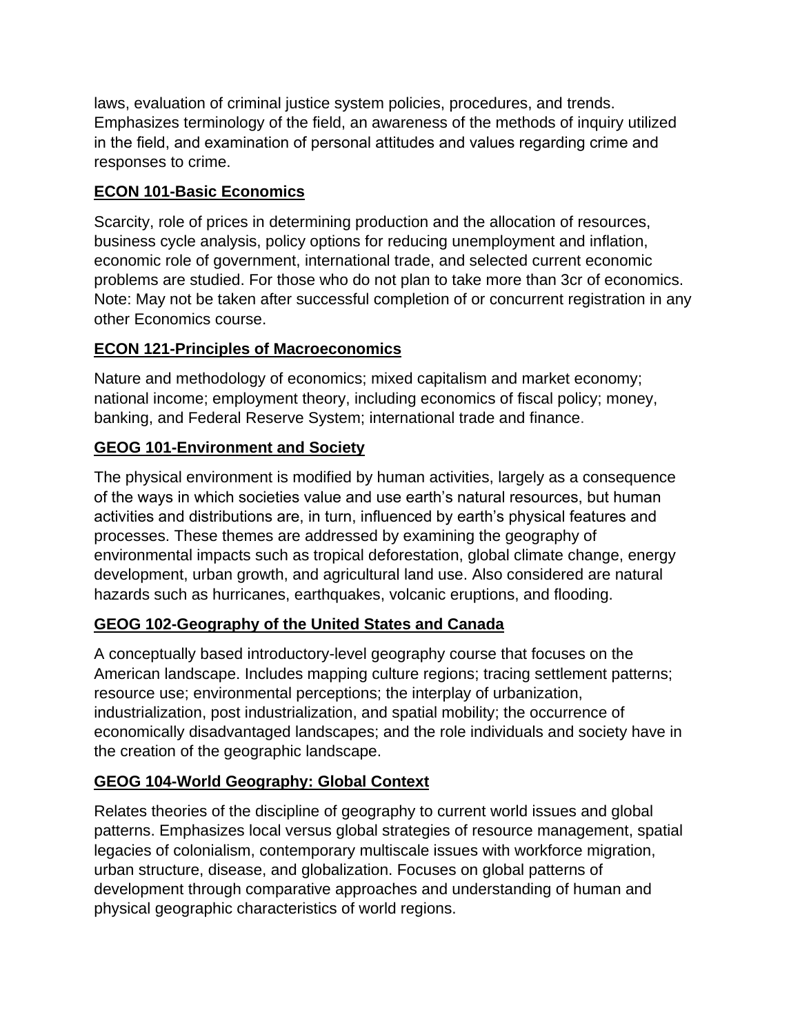laws, evaluation of criminal justice system policies, procedures, and trends. Emphasizes terminology of the field, an awareness of the methods of inquiry utilized in the field, and examination of personal attitudes and values regarding crime and responses to crime.

**ECON 101-Basic Economics**

Scarcity, role of prices in determining production and the allocation of resources, business cycle analysis, policy options for reducing unemployment and inflation, economic role of government, international trade, and selected current economic problems are studied. For those who do not plan to take more than 3cr of economics. Note: May not be taken after successful completion of or concurrent registration in any other Economics course.

**ECON 121-Principles of Macroeconomics**

Nature and methodology of economics; mixed capitalism and market economy; national income; employment theory, including economics of fiscal policy; money, banking, and Federal Reserve System; international trade and finance.

**GEOG 101-Environment and Society**

The physical environment is modified by human activities, largely as a consequence of the ways in which societies value and use earth's natural resources, but human activities and distributions are, in turn, influenced by earth's physical features and processes. These themes are addressed by examining the geography of environmental impacts such as tropical deforestation, global climate change, energy development, urban growth, and agricultural land use. Also considered are natural hazards such as hurricanes, earthquakes, volcanic eruptions, and flooding.

**GEOG 102-Geography of the United States and Canada**

A conceptually based introductory-level geography course that focuses on the American landscape. Includes mapping culture regions; tracing settlement patterns; resource use; environmental perceptions; the interplay of urbanization, industrialization, post industrialization, and spatial mobility; the occurrence of economically disadvantaged landscapes; and the role individuals and society have in the creation of the geographic landscape.

**GEOG 104-World Geography: Global Context**

Relates theories of the discipline of geography to current world issues and global patterns. Emphasizes local versus global strategies of resource management, spatial legacies of colonialism, contemporary multiscale issues with workforce migration, urban structure, disease, and globalization. Focuses on global patterns of development through comparative approaches and understanding of human and physical geographic characteristics of world regions.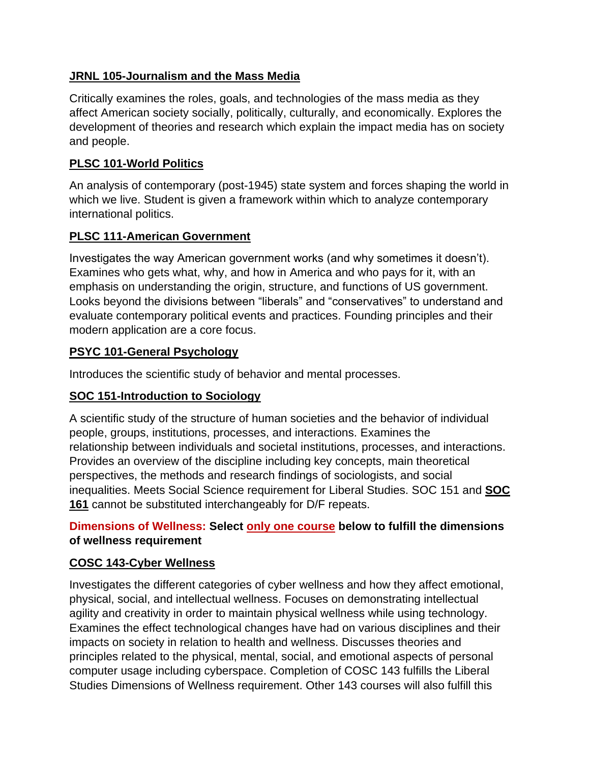**JRNL 105-Journalism and the Mass Media**

Critically examines the roles, goals, and technologies of the mass media as they affect American society socially, politically, culturally, and economically. Explores the development of theories and research which explain the impact media has on society and people.

**PLSC 101-World Politics**

An analysis of contemporary (post-1945) state system and forces shaping the world in which we live. Student is given a framework within which to analyze contemporary international politics.

**PLSC 111-American Government**

Investigates the way American government works (and why sometimes it doesn't). Examines who gets what, why, and how in America and who pays for it, with an emphasis on understanding the origin, structure, and functions of US government. Looks beyond the divisions between "liberals" and "conservatives" to understand and evaluate contemporary political events and practices. Founding principles and their modern application are a core focus.

**PSYC 101-General Psychology**

Introduces the scientific study of behavior and mental processes.

**SOC 151-Introduction to Sociology**

A scientific study of the structure of human societies and the behavior of individual people, groups, institutions, processes, and interactions. Examines the relationship between individuals and societal institutions, processes, and interactions. Provides an overview of the discipline including key concepts, main theoretical perspectives, the methods and research findings of sociologists, and social inequalities. Meets Social Science requirement for Liberal Studies. SOC 151 and **SOC 161** cannot be substituted interchangeably for D/F repeats.

**Dimensions of Wellness: Select only one course below to fulfill the dimensions of wellness requirement**

**COSC 143-Cyber Wellness**

Investigates the different categories of cyber wellness and how they affect emotional, physical, social, and intellectual wellness. Focuses on demonstrating intellectual agility and creativity in order to maintain physical wellness while using technology. Examines the effect technological changes have had on various disciplines and their impacts on society in relation to health and wellness. Discusses theories and principles related to the physical, mental, social, and emotional aspects of personal computer usage including cyberspace. Completion of COSC 143 fulfills the Liberal Studies Dimensions of Wellness requirement. Other 143 courses will also fulfill this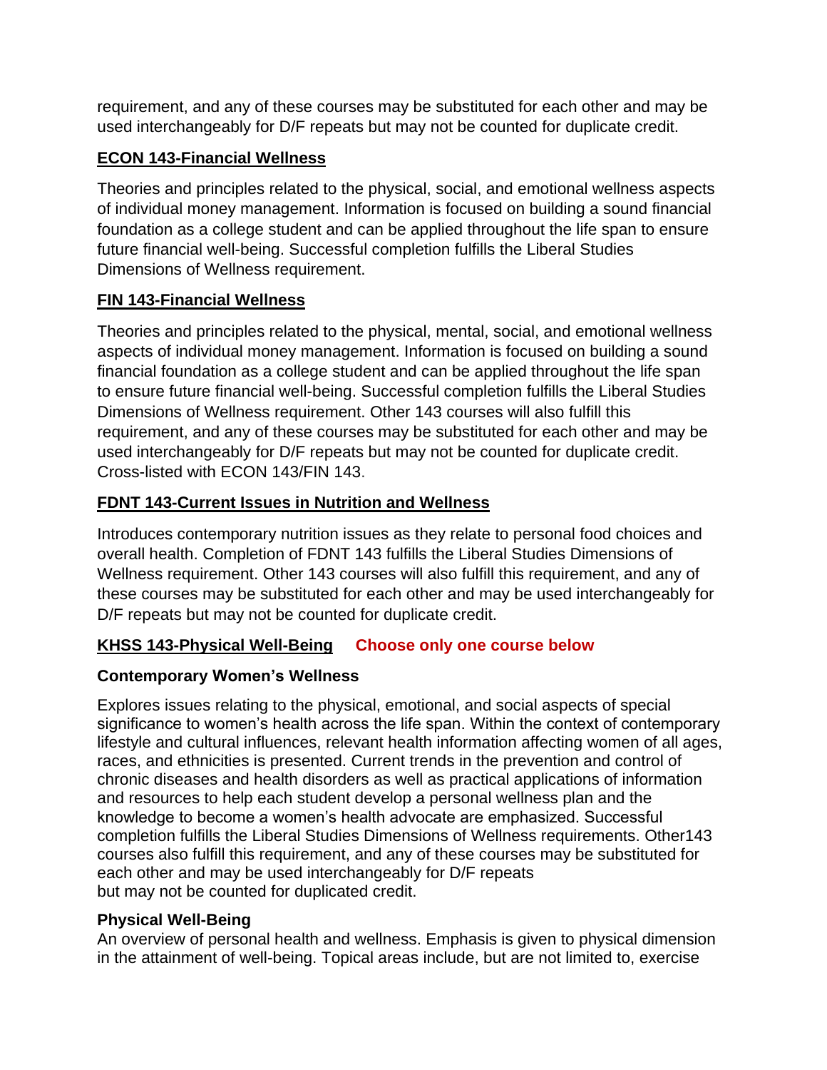requirement, and any of these courses may be substituted for each other and may be used interchangeably for D/F repeats but may not be counted for duplicate credit.

**ECON 143-Financial Wellness**

Theories and principles related to the physical, social, and emotional wellness aspects of individual money management. Information is focused on building a sound financial foundation as a college student and can be applied throughout the life span to ensure future financial well-being. Successful completion fulfills the Liberal Studies Dimensions of Wellness requirement.

**FIN 143-Financial Wellness**

Theories and principles related to the physical, mental, social, and emotional wellness aspects of individual money management. Information is focused on building a sound financial foundation as a college student and can be applied throughout the life span to ensure future financial well-being. Successful completion fulfills the Liberal Studies Dimensions of Wellness requirement. Other 143 courses will also fulfill this requirement, and any of these courses may be substituted for each other and may be used interchangeably for D/F repeats but may not be counted for duplicate credit. Cross-listed with ECON 143/FIN 143.

**FDNT 143-Current Issues in Nutrition and Wellness**

Introduces contemporary nutrition issues as they relate to personal food choices and overall health. Completion of FDNT 143 fulfills the Liberal Studies Dimensions of Wellness requirement. Other 143 courses will also fulfill this requirement, and any of these courses may be substituted for each other and may be used interchangeably for D/F repeats but may not be counted for duplicate credit.

**KHSS 143-Physical Well-Being** **Choose only one course below**

**Contemporary Women's Wellness**

Explores issues relating to the physical, emotional, and social aspects of special significance to women's health across the life span. Within the context of contemporary lifestyle and cultural influences, relevant health information affecting women of all ages, races, and ethnicities is presented. Current trends in the prevention and control of chronic diseases and health disorders as well as practical applications of information and resources to help each student develop a personal wellness plan and the knowledge to become a women's health advocate are emphasized. Successful completion fulfills the Liberal Studies Dimensions of Wellness requirements. Other143 courses also fulfill this requirement, and any of these courses may be substituted for each other and may be used interchangeably for D/F repeats but may not be counted for duplicated credit.

**Physical Well-Being**

An overview of personal health and wellness. Emphasis is given to physical dimension in the attainment of well-being. Topical areas include, but are not limited to, exercise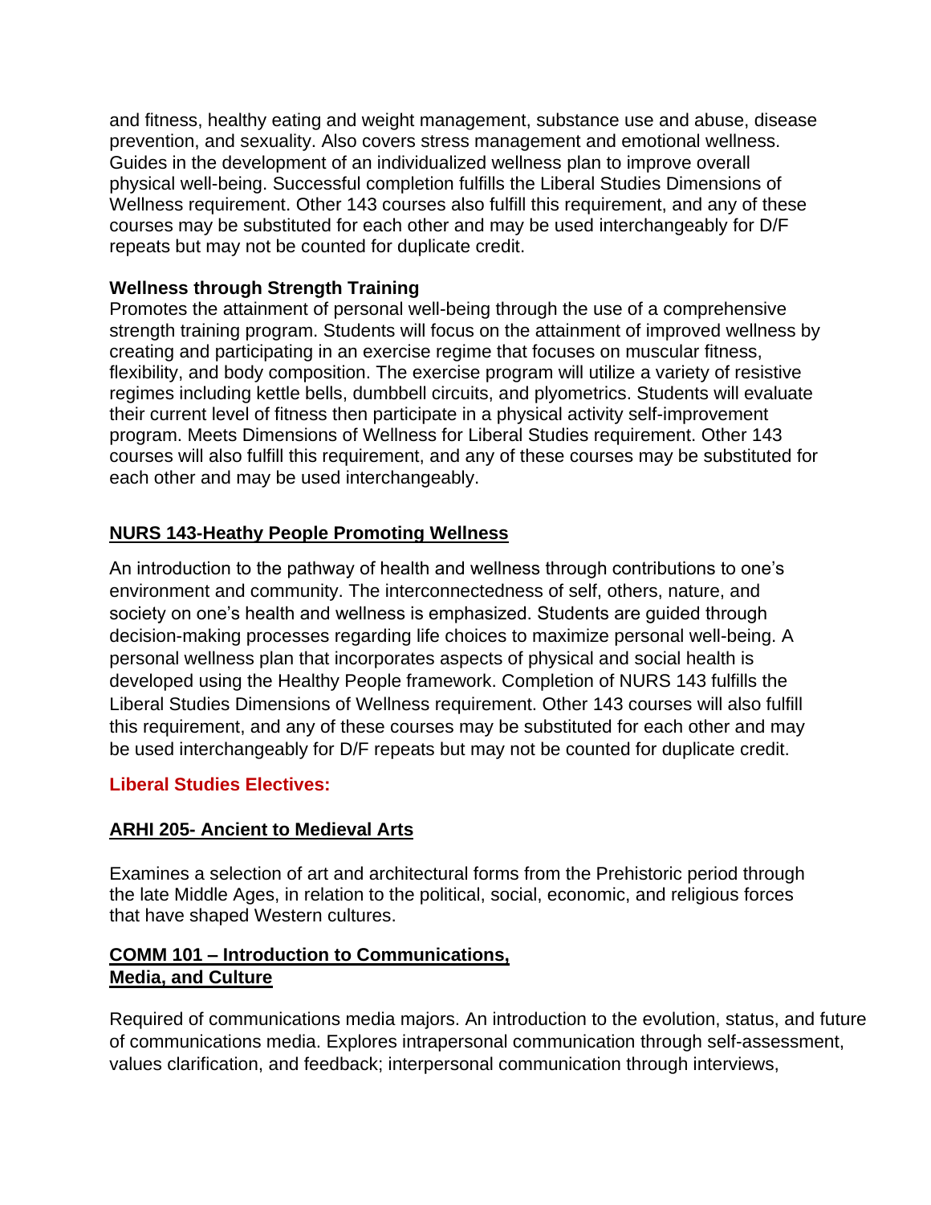and fitness, healthy eating and weight management, substance use and abuse, disease prevention, and sexuality. Also covers stress management and emotional wellness. Guides in the development of an individualized wellness plan to improve overall physical well-being. Successful completion fulfills the Liberal Studies Dimensions of Wellness requirement. Other 143 courses also fulfill this requirement, and any of these courses may be substituted for each other and may be used interchangeably for D/F repeats but may not be counted for duplicate credit.

**Wellness through Strength Training**
Promotes the attainment of personal well-being through the use of a comprehensive strength training program. Students will focus on the attainment of improved wellness by creating and participating in an exercise regime that focuses on muscular fitness, flexibility, and body composition. The exercise program will utilize a variety of resistive regimes including kettle bells, dumbbell circuits, and plyometrics. Students will evaluate their current level of fitness then participate in a physical activity self-improvement program. Meets Dimensions of Wellness for Liberal Studies requirement. Other 143 courses will also fulfill this requirement, and any of these courses may be substituted for each other and may be used interchangeably.

**NURS 143-Heathy People Promoting Wellness**

An introduction to the pathway of health and wellness through contributions to one's environment and community. The interconnectedness of self, others, nature, and society on one's health and wellness is emphasized. Students are guided through decision-making processes regarding life choices to maximize personal well-being. A personal wellness plan that incorporates aspects of physical and social health is developed using the Healthy People framework. Completion of NURS 143 fulfills the Liberal Studies Dimensions of Wellness requirement. Other 143 courses will also fulfill this requirement, and any of these courses may be substituted for each other and may be used interchangeably for D/F repeats but may not be counted for duplicate credit.

**Liberal Studies Electives:**

**ARHI 205- Ancient to Medieval Arts**

Examines a selection of art and architectural forms from the Prehistoric period through the late Middle Ages, in relation to the political, social, economic, and religious forces that have shaped Western cultures.

**COMM 101 – Introduction to Communications, Media, and Culture**

Required of communications media majors. An introduction to the evolution, status, and future of communications media. Explores intrapersonal communication through self-assessment, values clarification, and feedback; interpersonal communication through interviews,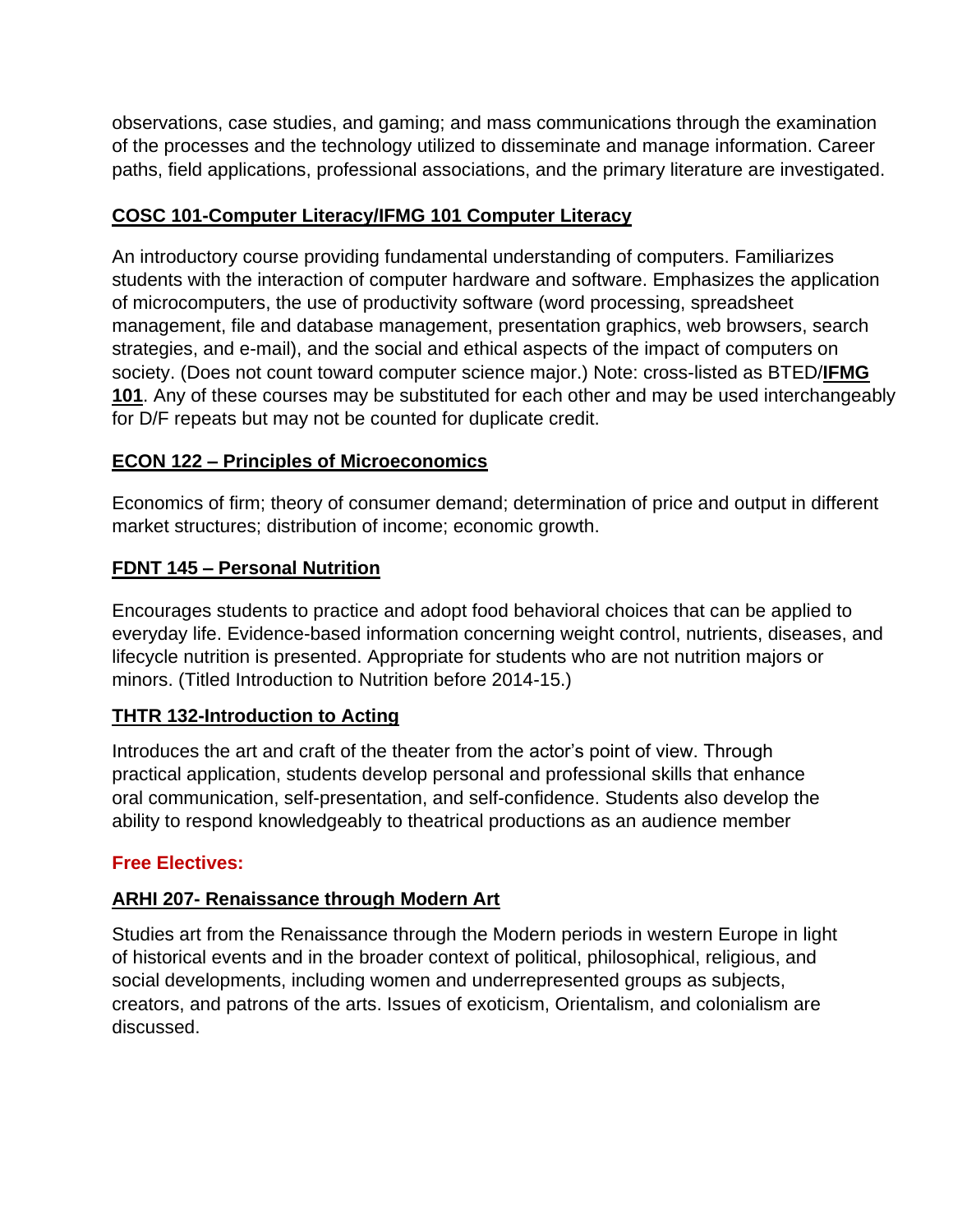observations, case studies, and gaming; and mass communications through the examination of the processes and the technology utilized to disseminate and manage information. Career paths, field applications, professional associations, and the primary literature are investigated.

### **COSC 101-Computer Literacy/IFMG 101 Computer Literacy**

An introductory course providing fundamental understanding of computers. Familiarizes students with the interaction of computer hardware and software. Emphasizes the application of microcomputers, the use of productivity software (word processing, spreadsheet management, file and database management, presentation graphics, web browsers, search strategies, and e-mail), and the social and ethical aspects of the impact of computers on society. (Does not count toward computer science major.) Note: cross-listed as BTED/**IFMG 101**. Any of these courses may be substituted for each other and may be used interchangeably for D/F repeats but may not be counted for duplicate credit.

### **ECON 122 – Principles of Microeconomics**

Economics of firm; theory of consumer demand; determination of price and output in different market structures; distribution of income; economic growth.

### **FDNT 145 – Personal Nutrition**

Encourages students to practice and adopt food behavioral choices that can be applied to everyday life. Evidence-based information concerning weight control, nutrients, diseases, and lifecycle nutrition is presented. Appropriate for students who are not nutrition majors or minors. (Titled Introduction to Nutrition before 2014-15.)

### **THTR 132-Introduction to Acting**

Introduces the art and craft of the theater from the actor's point of view. Through practical application, students develop personal and professional skills that enhance oral communication, self-presentation, and self-confidence. Students also develop the ability to respond knowledgeably to theatrical productions as an audience member

## **Free Electives:**

### **ARHI 207- Renaissance through Modern Art**

Studies art from the Renaissance through the Modern periods in western Europe in light of historical events and in the broader context of political, philosophical, religious, and social developments, including women and underrepresented groups as subjects, creators, and patrons of the arts. Issues of exoticism, Orientalism, and colonialism are discussed.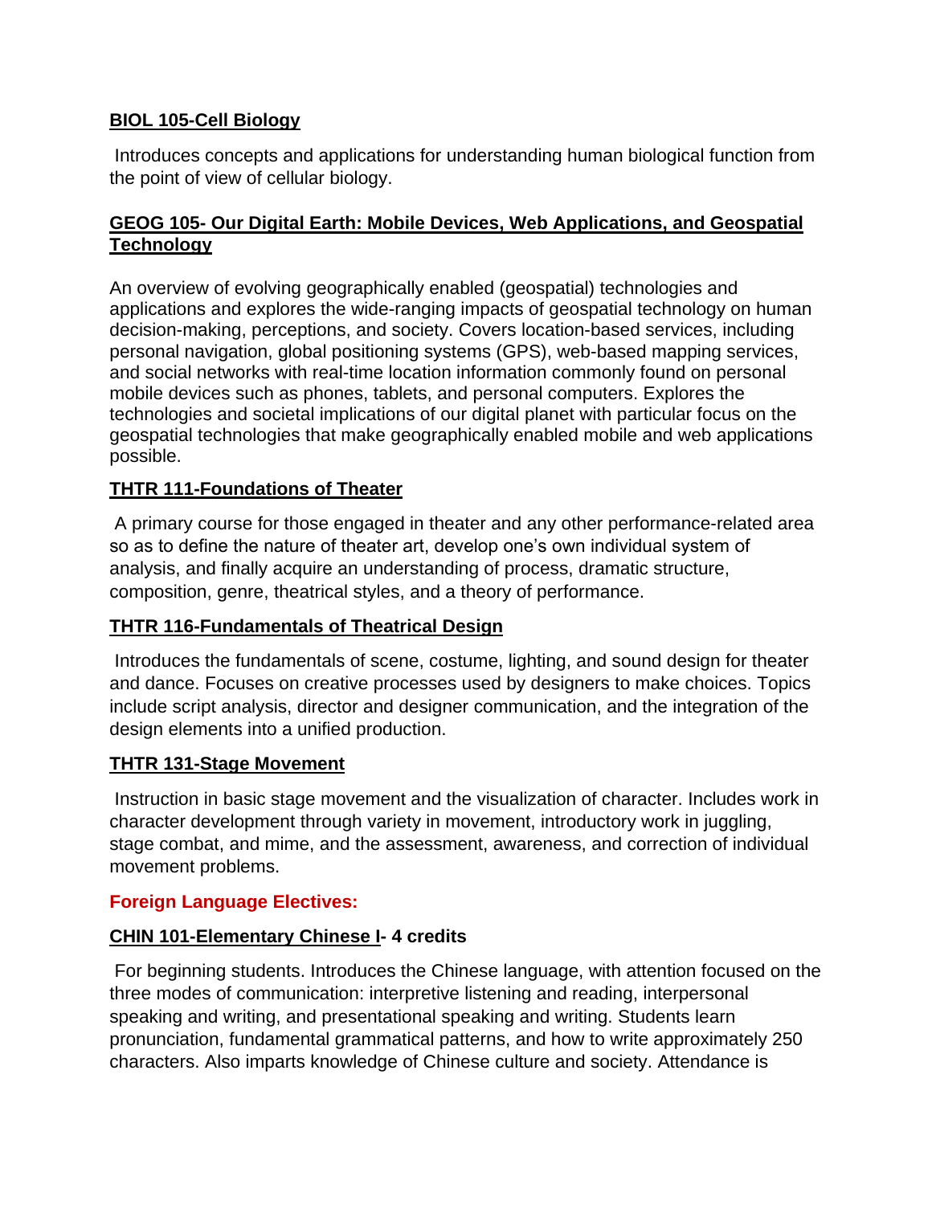**BIOL 105-Cell Biology**

Introduces concepts and applications for understanding human biological function from the point of view of cellular biology.

**GEOG 105- Our Digital Earth: Mobile Devices, Web Applications, and Geospatial Technology**

An overview of evolving geographically enabled (geospatial) technologies and applications and explores the wide-ranging impacts of geospatial technology on human decision-making, perceptions, and society. Covers location-based services, including personal navigation, global positioning systems (GPS), web-based mapping services, and social networks with real-time location information commonly found on personal mobile devices such as phones, tablets, and personal computers. Explores the technologies and societal implications of our digital planet with particular focus on the geospatial technologies that make geographically enabled mobile and web applications possible.

**THTR 111-Foundations of Theater**

A primary course for those engaged in theater and any other performance-related area so as to define the nature of theater art, develop one's own individual system of analysis, and finally acquire an understanding of process, dramatic structure, composition, genre, theatrical styles, and a theory of performance.

**THTR 116-Fundamentals of Theatrical Design**

Introduces the fundamentals of scene, costume, lighting, and sound design for theater and dance. Focuses on creative processes used by designers to make choices. Topics include script analysis, director and designer communication, and the integration of the design elements into a unified production.

**THTR 131-Stage Movement**

Instruction in basic stage movement and the visualization of character. Includes work in character development through variety in movement, introductory work in juggling, stage combat, and mime, and the assessment, awareness, and correction of individual movement problems.

**Foreign Language Electives:**

**CHIN 101-Elementary Chinese I- 4 credits**

For beginning students. Introduces the Chinese language, with attention focused on the three modes of communication: interpretive listening and reading, interpersonal speaking and writing, and presentational speaking and writing. Students learn pronunciation, fundamental grammatical patterns, and how to write approximately 250 characters. Also imparts knowledge of Chinese culture and society. Attendance is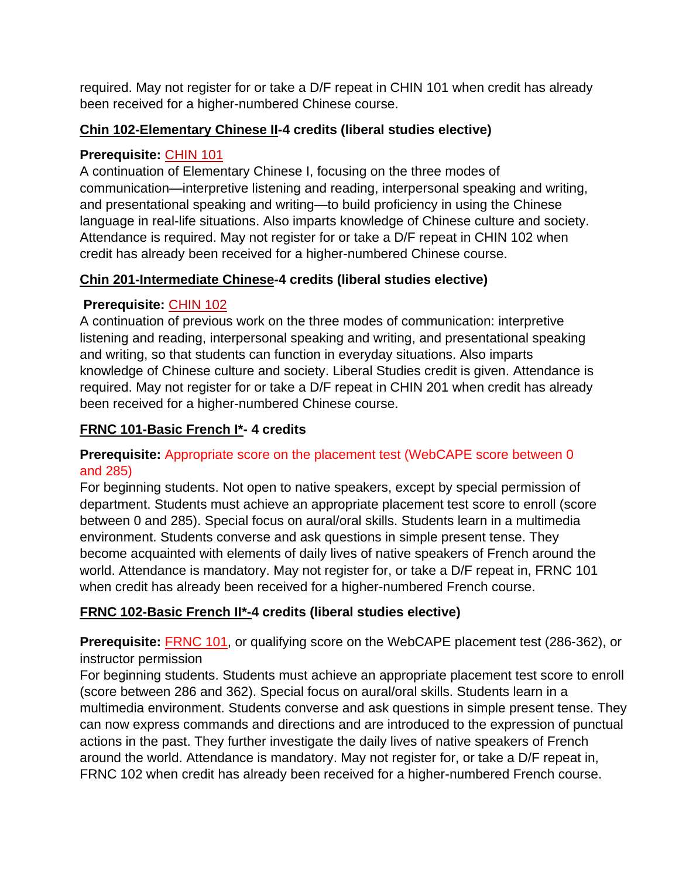required. May not register for or take a D/F repeat in CHIN 101 when credit has already been received for a higher-numbered Chinese course.

### Chin 102-Elementary Chinese II-4 credits (liberal studies elective)

**Prerequisite:** CHIN 101

A continuation of Elementary Chinese I, focusing on the three modes of communication—interpretive listening and reading, interpersonal speaking and writing, and presentational speaking and writing—to build proficiency in using the Chinese language in real-life situations. Also imparts knowledge of Chinese culture and society. Attendance is required. May not register for or take a D/F repeat in CHIN 102 when credit has already been received for a higher-numbered Chinese course.

### Chin 201-Intermediate Chinese-4 credits (liberal studies elective)

**Prerequisite:** CHIN 102

A continuation of previous work on the three modes of communication: interpretive listening and reading, interpersonal speaking and writing, and presentational speaking and writing, so that students can function in everyday situations. Also imparts knowledge of Chinese culture and society. Liberal Studies credit is given. Attendance is required. May not register for or take a D/F repeat in CHIN 201 when credit has already been received for a higher-numbered Chinese course.

### FRNC 101-Basic French I*- 4 credits

**Prerequisite:** Appropriate score on the placement test (WebCAPE score between 0 and 285)

For beginning students. Not open to native speakers, except by special permission of department. Students must achieve an appropriate placement test score to enroll (score between 0 and 285). Special focus on aural/oral skills. Students learn in a multimedia environment. Students converse and ask questions in simple present tense. They become acquainted with elements of daily lives of native speakers of French around the world. Attendance is mandatory. May not register for, or take a D/F repeat in, FRNC 101 when credit has already been received for a higher-numbered French course.

### FRNC 102-Basic French II*-4 credits (liberal studies elective)

**Prerequisite:** FRNC 101, or qualifying score on the WebCAPE placement test (286-362), or instructor permission

For beginning students. Students must achieve an appropriate placement test score to enroll (score between 286 and 362). Special focus on aural/oral skills. Students learn in a multimedia environment. Students converse and ask questions in simple present tense. They can now express commands and directions and are introduced to the expression of punctual actions in the past. They further investigate the daily lives of native speakers of French around the world. Attendance is mandatory. May not register for, or take a D/F repeat in, FRNC 102 when credit has already been received for a higher-numbered French course.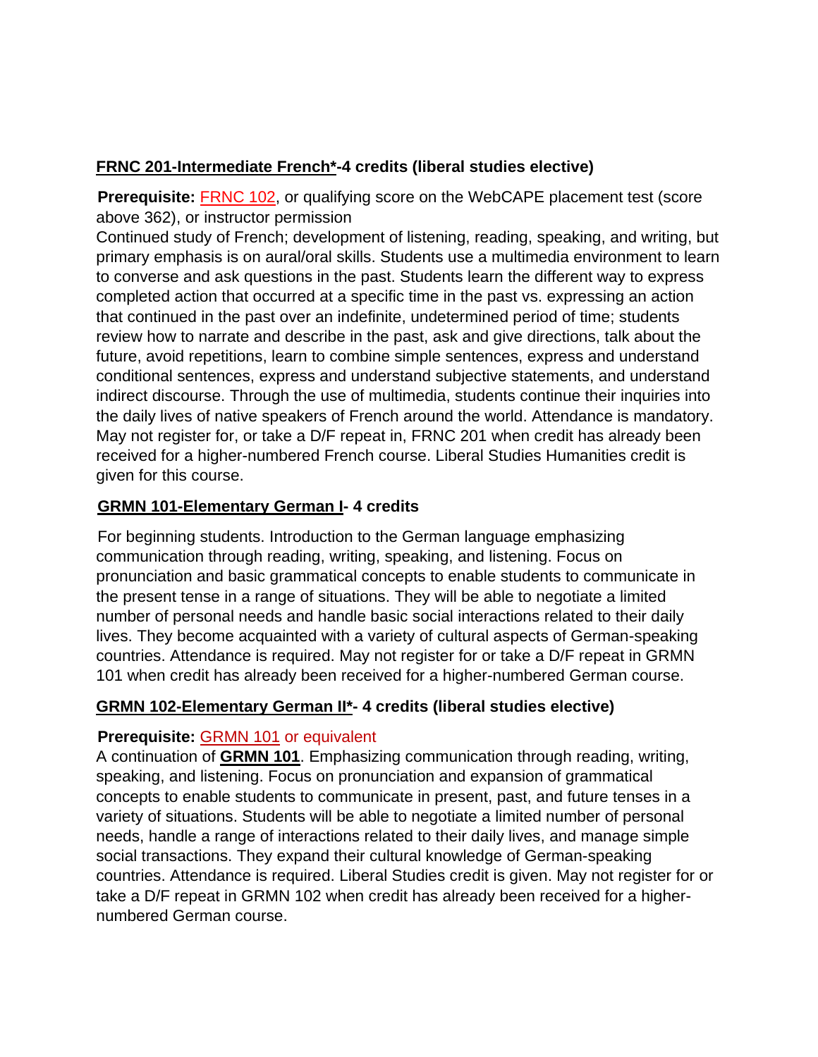**FRNC 201-Intermediate French*-4 credits (liberal studies elective)**

**Prerequisite:** FRNC 102, or qualifying score on the WebCAPE placement test (score above 362), or instructor permission

Continued study of French; development of listening, reading, speaking, and writing, but primary emphasis is on aural/oral skills. Students use a multimedia environment to learn to converse and ask questions in the past. Students learn the different way to express completed action that occurred at a specific time in the past vs. expressing an action that continued in the past over an indefinite, undetermined period of time; students review how to narrate and describe in the past, ask and give directions, talk about the future, avoid repetitions, learn to combine simple sentences, express and understand conditional sentences, express and understand subjective statements, and understand indirect discourse. Through the use of multimedia, students continue their inquiries into the daily lives of native speakers of French around the world. Attendance is mandatory. May not register for, or take a D/F repeat in, FRNC 201 when credit has already been received for a higher-numbered French course. Liberal Studies Humanities credit is given for this course.

**GRMN 101-Elementary German I- 4 credits**

For beginning students. Introduction to the German language emphasizing communication through reading, writing, speaking, and listening. Focus on pronunciation and basic grammatical concepts to enable students to communicate in the present tense in a range of situations. They will be able to negotiate a limited number of personal needs and handle basic social interactions related to their daily lives. They become acquainted with a variety of cultural aspects of German-speaking countries. Attendance is required. May not register for or take a D/F repeat in GRMN 101 when credit has already been received for a higher-numbered German course.

**GRMN 102-Elementary German II*- 4 credits (liberal studies elective)**

**Prerequisite:** GRMN 101 or equivalent

A continuation of **GRMN 101**. Emphasizing communication through reading, writing, speaking, and listening. Focus on pronunciation and expansion of grammatical concepts to enable students to communicate in present, past, and future tenses in a variety of situations. Students will be able to negotiate a limited number of personal needs, handle a range of interactions related to their daily lives, and manage simple social transactions. They expand their cultural knowledge of German-speaking countries. Attendance is required. Liberal Studies credit is given. May not register for or take a D/F repeat in GRMN 102 when credit has already been received for a higher-numbered German course.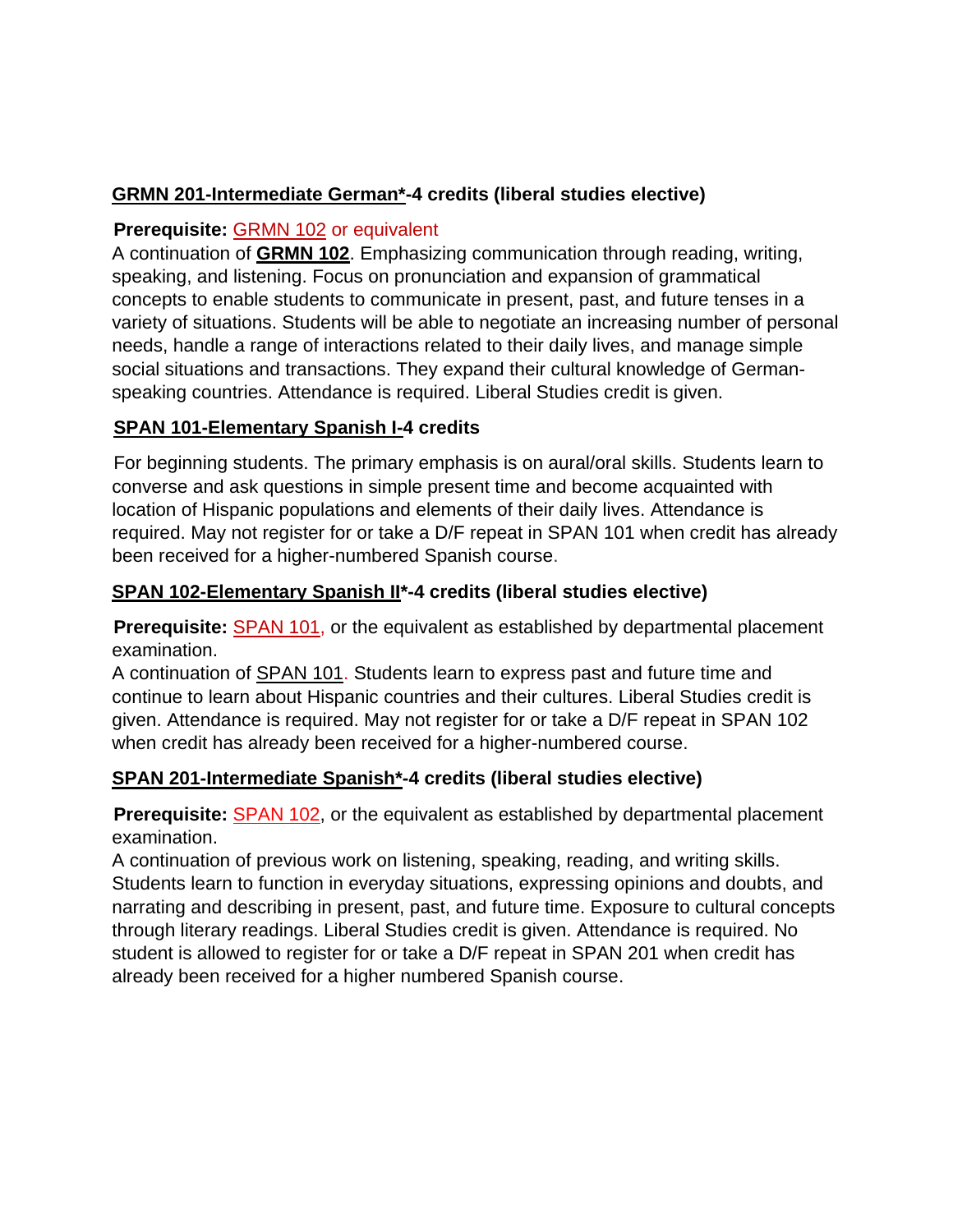**GRMN 201-Intermediate German*-4 credits (liberal studies elective)**

**Prerequisite:** GRMN 102 or equivalent

A continuation of **GRMN 102**. Emphasizing communication through reading, writing, speaking, and listening. Focus on pronunciation and expansion of grammatical concepts to enable students to communicate in present, past, and future tenses in a variety of situations. Students will be able to negotiate an increasing number of personal needs, handle a range of interactions related to their daily lives, and manage simple social situations and transactions. They expand their cultural knowledge of German-speaking countries. Attendance is required. Liberal Studies credit is given.

**SPAN 101-Elementary Spanish I-4 credits**

For beginning students. The primary emphasis is on aural/oral skills. Students learn to converse and ask questions in simple present time and become acquainted with location of Hispanic populations and elements of their daily lives. Attendance is required. May not register for or take a D/F repeat in SPAN 101 when credit has already been received for a higher-numbered Spanish course.

**SPAN 102-Elementary Spanish II*-4 credits (liberal studies elective)**

**Prerequisite:** SPAN 101, or the equivalent as established by departmental placement examination.

A continuation of SPAN 101. Students learn to express past and future time and continue to learn about Hispanic countries and their cultures. Liberal Studies credit is given. Attendance is required. May not register for or take a D/F repeat in SPAN 102 when credit has already been received for a higher-numbered course.

**SPAN 201-Intermediate Spanish*-4 credits (liberal studies elective)**

**Prerequisite:** SPAN 102, or the equivalent as established by departmental placement examination.

A continuation of previous work on listening, speaking, reading, and writing skills. Students learn to function in everyday situations, expressing opinions and doubts, and narrating and describing in present, past, and future time. Exposure to cultural concepts through literary readings. Liberal Studies credit is given. Attendance is required. No student is allowed to register for or take a D/F repeat in SPAN 201 when credit has already been received for a higher numbered Spanish course.